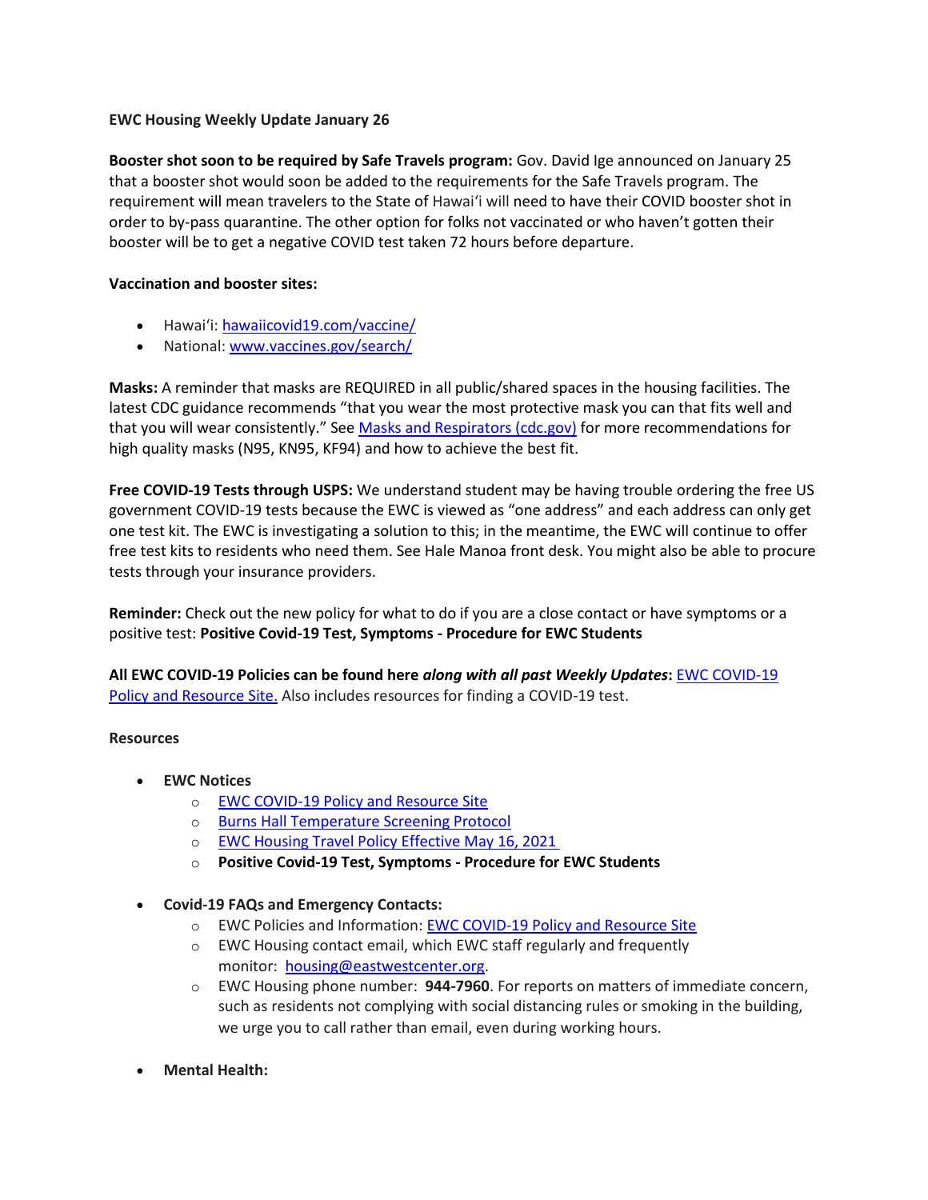**EWC Housing Weekly Update January 26**

**Booster shot soon to be required by Safe Travels program:** Gov. David Ige announced on January 25 that a booster shot would soon be added to the requirements for the Safe Travels program. The requirement will mean travelers to the State of Hawaiʻi will need to have their COVID booster shot in order to by-pass quarantine. The other option for folks not vaccinated or who haven't gotten their booster will be to get a negative COVID test taken 72 hours before departure.

**Vaccination and booster sites:**

- Hawaiʻi: hawaiicovid19.com/vaccine/
- National: www.vaccines.gov/search/

**Masks:** A reminder that masks are REQUIRED in all public/shared spaces in the housing facilities. The latest CDC guidance recommends "that you wear the most protective mask you can that fits well and that you will wear consistently." See Masks and Respirators (cdc.gov) for more recommendations for high quality masks (N95, KN95, KF94) and how to achieve the best fit.

**Free COVID-19 Tests through USPS:** We understand student may be having trouble ordering the free US government COVID-19 tests because the EWC is viewed as "one address" and each address can only get one test kit. The EWC is investigating a solution to this; in the meantime, the EWC will continue to offer free test kits to residents who need them. See Hale Manoa front desk. You might also be able to procure tests through your insurance providers.

**Reminder:** Check out the new policy for what to do if you are a close contact or have symptoms or a positive test: **Positive Covid-19 Test, Symptoms - Procedure for EWC Students**

**All EWC COVID-19 Policies can be found here *along with all past Weekly Updates*:** EWC COVID-19 Policy and Resource Site. Also includes resources for finding a COVID-19 test.

**Resources**

- **EWC Notices**
  - EWC COVID-19 Policy and Resource Site
  - Burns Hall Temperature Screening Protocol
  - EWC Housing Travel Policy Effective May 16, 2021
  - **Positive Covid-19 Test, Symptoms - Procedure for EWC Students**
- **Covid-19 FAQs and Emergency Contacts:**
  - EWC Policies and Information: EWC COVID-19 Policy and Resource Site
  - EWC Housing contact email, which EWC staff regularly and frequently monitor: housing@eastwestcenter.org.
  - EWC Housing phone number: **944-7960**. For reports on matters of immediate concern, such as residents not complying with social distancing rules or smoking in the building, we urge you to call rather than email, even during working hours.
- **Mental Health:**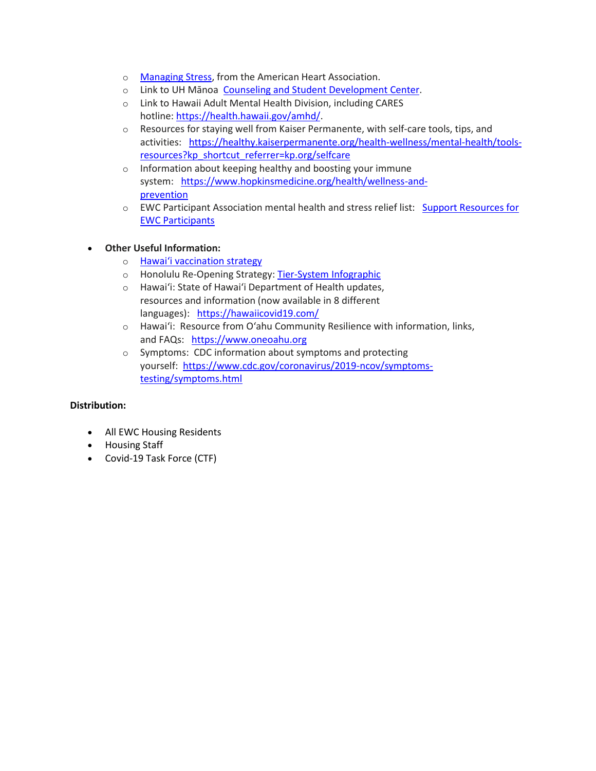- [Managing Stress](), from the American Heart Association.
  - Link to UH Mānoa [Counseling and Student Development Center]().
  - Link to Hawaii Adult Mental Health Division, including CARES hotline: https://health.hawaii.gov/amhd/.
  - Resources for staying well from Kaiser Permanente, with self-care tools, tips, and activities: https://healthy.kaiserpermanente.org/health-wellness/mental-health/tools-resources?kp_shortcut_referrer=kp.org/selfcare
  - Information about keeping healthy and boosting your immune system: https://www.hopkinsmedicine.org/health/wellness-and-prevention
  - EWC Participant Association mental health and stress relief list: [Support Resources for EWC Participants]()

- **Other Useful Information:**
  - [Hawaiʻi vaccination strategy]()
  - Honolulu Re-Opening Strategy: [Tier-System Infographic]()
  - Hawaiʻi: State of Hawaiʻi Department of Health updates, resources and information (now available in 8 different languages): https://hawaiicovid19.com/
  - Hawaiʻi: Resource from Oʻahu Community Resilience with information, links, and FAQs: https://www.oneoahu.org
  - Symptoms: CDC information about symptoms and protecting yourself: https://www.cdc.gov/coronavirus/2019-ncov/symptoms-testing/symptoms.html

**Distribution:**

- All EWC Housing Residents
- Housing Staff
- Covid-19 Task Force (CTF)